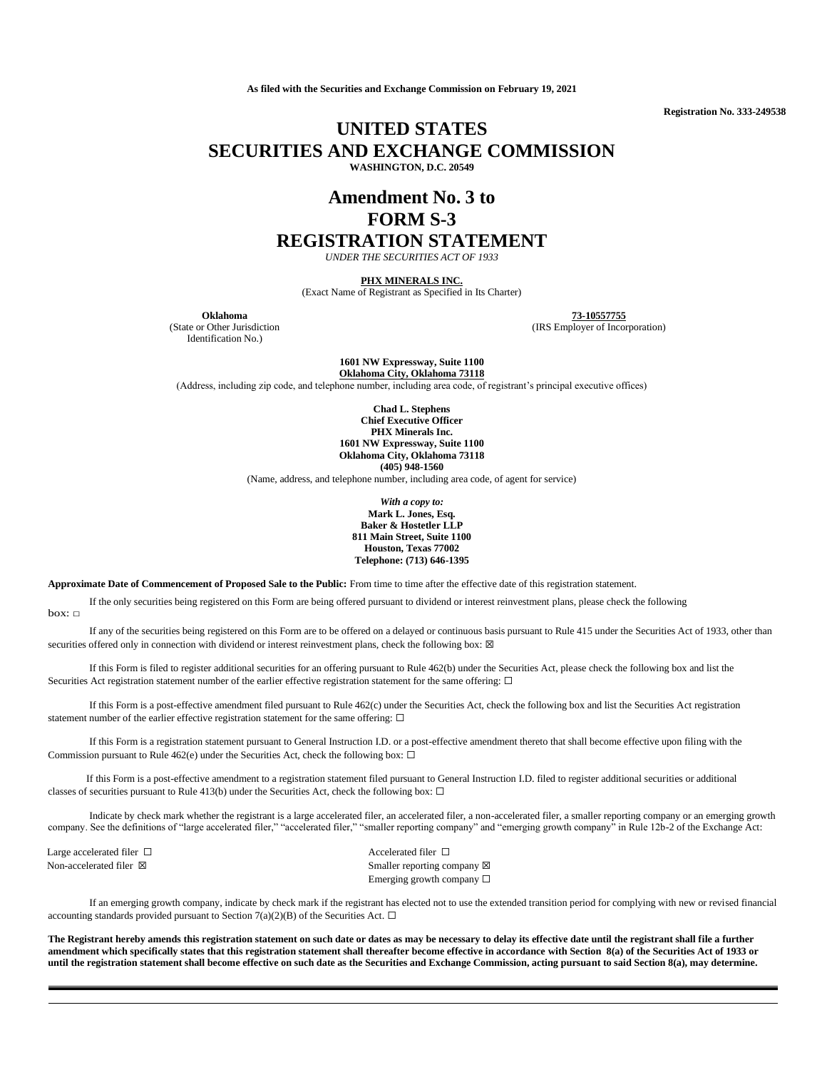**As filed with the Securities and Exchange Commission on February 19, 2021**

**Registration No. 333-249538**

# UNITED STATES
# SECURITIES AND EXCHANGE COMMISSION

**WASHINGTON, D.C. 20549**

# Amendment No. 3 to
# FORM S-3
# REGISTRATION STATEMENT

*UNDER THE SECURITIES ACT OF 1933*

**PHX MINERALS INC.**
(Exact Name of Registrant as Specified in Its Charter)

| **Oklahoma** | **73-10557755** |
|---|---|
| (State or Other Jurisdiction Identification No.) | (IRS Employer of Incorporation) |

**1601 NW Expressway, Suite 1100**
**Oklahoma City, Oklahoma 73118**
(Address, including zip code, and telephone number, including area code, of registrant's principal executive offices)

**Chad L. Stephens**
**Chief Executive Officer**
**PHX Minerals Inc.**
**1601 NW Expressway, Suite 1100**
**Oklahoma City, Oklahoma 73118**
**(405) 948-1560**
(Name, address, and telephone number, including area code, of agent for service)

*With a copy to:*
**Mark L. Jones, Esq.**
**Baker & Hostetler LLP**
**811 Main Street, Suite 1100**
**Houston, Texas 77002**
**Telephone: (713) 646-1395**

**Approximate Date of Commencement of Proposed Sale to the Public:** From time to time after the effective date of this registration statement.

If the only securities being registered on this Form are being offered pursuant to dividend or interest reinvestment plans, please check the following box: ☐

If any of the securities being registered on this Form are to be offered on a delayed or continuous basis pursuant to Rule 415 under the Securities Act of 1933, other than securities offered only in connection with dividend or interest reinvestment plans, check the following box: ☒

If this Form is filed to register additional securities for an offering pursuant to Rule 462(b) under the Securities Act, please check the following box and list the Securities Act registration statement number of the earlier effective registration statement for the same offering: ☐

If this Form is a post-effective amendment filed pursuant to Rule 462(c) under the Securities Act, check the following box and list the Securities Act registration statement number of the earlier effective registration statement for the same offering: ☐

If this Form is a registration statement pursuant to General Instruction I.D. or a post-effective amendment thereto that shall become effective upon filing with the Commission pursuant to Rule 462(e) under the Securities Act, check the following box: ☐

If this Form is a post-effective amendment to a registration statement filed pursuant to General Instruction I.D. filed to register additional securities or additional classes of securities pursuant to Rule 413(b) under the Securities Act, check the following box: ☐

Indicate by check mark whether the registrant is a large accelerated filer, an accelerated filer, a non-accelerated filer, a smaller reporting company or an emerging growth company. See the definitions of "large accelerated filer," "accelerated filer," "smaller reporting company" and "emerging growth company" in Rule 12b-2 of the Exchange Act:

| | |
|---|---|
| Large accelerated filer ☐ | Accelerated filer ☐ |
| Non-accelerated filer ☒ | Smaller reporting company ☒ |
| | Emerging growth company ☐ |

If an emerging growth company, indicate by check mark if the registrant has elected not to use the extended transition period for complying with new or revised financial accounting standards provided pursuant to Section 7(a)(2)(B) of the Securities Act. ☐

**The Registrant hereby amends this registration statement on such date or dates as may be necessary to delay its effective date until the registrant shall file a further amendment which specifically states that this registration statement shall thereafter become effective in accordance with Section 8(a) of the Securities Act of 1933 or until the registration statement shall become effective on such date as the Securities and Exchange Commission, acting pursuant to said Section 8(a), may determine.**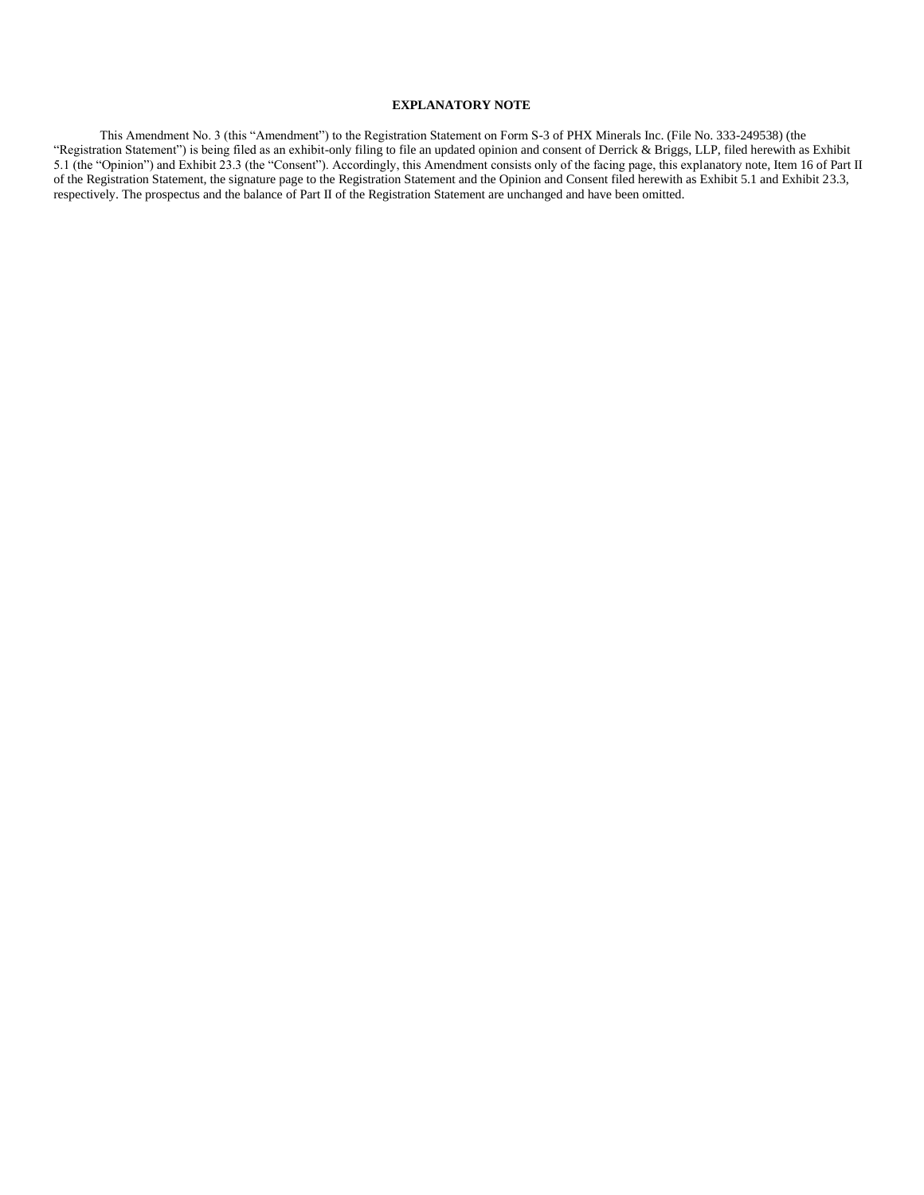**EXPLANATORY NOTE**

This Amendment No. 3 (this "Amendment") to the Registration Statement on Form S-3 of PHX Minerals Inc. (File No. 333-249538) (the "Registration Statement") is being filed as an exhibit-only filing to file an updated opinion and consent of Derrick & Briggs, LLP, filed herewith as Exhibit 5.1 (the "Opinion") and Exhibit 23.3 (the "Consent"). Accordingly, this Amendment consists only of the facing page, this explanatory note, Item 16 of Part II of the Registration Statement, the signature page to the Registration Statement and the Opinion and Consent filed herewith as Exhibit 5.1 and Exhibit 23.3, respectively. The prospectus and the balance of Part II of the Registration Statement are unchanged and have been omitted.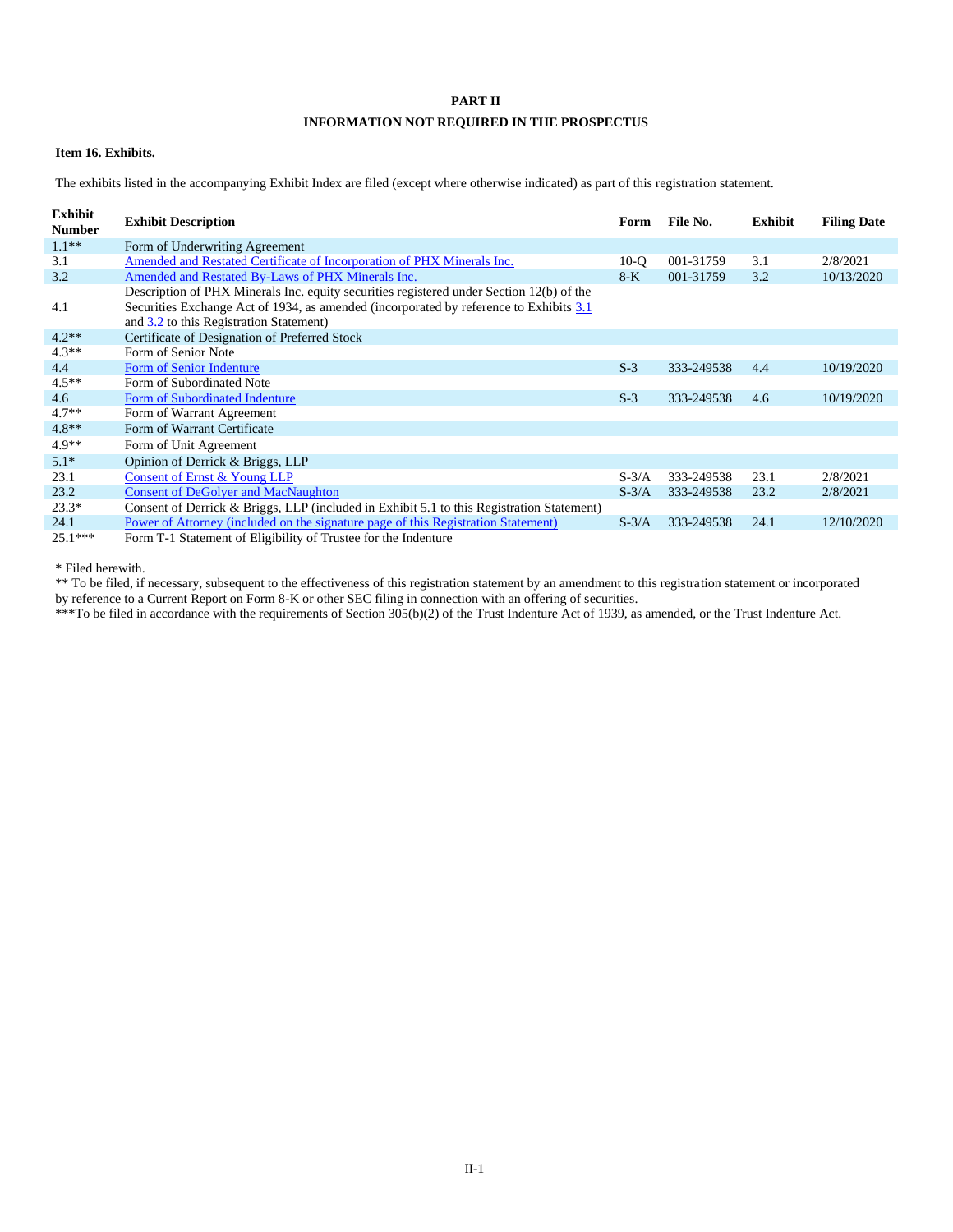**PART II**

**INFORMATION NOT REQUIRED IN THE PROSPECTUS**

**Item 16. Exhibits.**

The exhibits listed in the accompanying Exhibit Index are filed (except where otherwise indicated) as part of this registration statement.

| Exhibit Number | Exhibit Description | Form | File No. | Exhibit | Filing Date |
|---|---|---|---|---|---|
| 1.1** | Form of Underwriting Agreement | | | | |
| 3.1 | Amended and Restated Certificate of Incorporation of PHX Minerals Inc. | 10-Q | 001-31759 | 3.1 | 2/8/2021 |
| 3.2 | Amended and Restated By-Laws of PHX Minerals Inc. | 8-K | 001-31759 | 3.2 | 10/13/2020 |
| 4.1 | Description of PHX Minerals Inc. equity securities registered under Section 12(b) of the Securities Exchange Act of 1934, as amended (incorporated by reference to Exhibits 3.1 and 3.2 to this Registration Statement) | | | | |
| 4.2** | Certificate of Designation of Preferred Stock | | | | |
| 4.3** | Form of Senior Note | | | | |
| 4.4 | Form of Senior Indenture | S-3 | 333-249538 | 4.4 | 10/19/2020 |
| 4.5** | Form of Subordinated Note | | | | |
| 4.6 | Form of Subordinated Indenture | S-3 | 333-249538 | 4.6 | 10/19/2020 |
| 4.7** | Form of Warrant Agreement | | | | |
| 4.8** | Form of Warrant Certificate | | | | |
| 4.9** | Form of Unit Agreement | | | | |
| 5.1* | Opinion of Derrick & Briggs, LLP | | | | |
| 23.1 | Consent of Ernst & Young LLP | S-3/A | 333-249538 | 23.1 | 2/8/2021 |
| 23.2 | Consent of DeGolyer and MacNaughton | S-3/A | 333-249538 | 23.2 | 2/8/2021 |
| 23.3* | Consent of Derrick & Briggs, LLP (included in Exhibit 5.1 to this Registration Statement) | | | | |
| 24.1 | Power of Attorney (included on the signature page of this Registration Statement) | S-3/A | 333-249538 | 24.1 | 12/10/2020 |
| 25.1*** | Form T-1 Statement of Eligibility of Trustee for the Indenture | | | | |

\* Filed herewith.

** To be filed, if necessary, subsequent to the effectiveness of this registration statement by an amendment to this registration statement or incorporated by reference to a Current Report on Form 8-K or other SEC filing in connection with an offering of securities.

***To be filed in accordance with the requirements of Section 305(b)(2) of the Trust Indenture Act of 1939, as amended, or the Trust Indenture Act.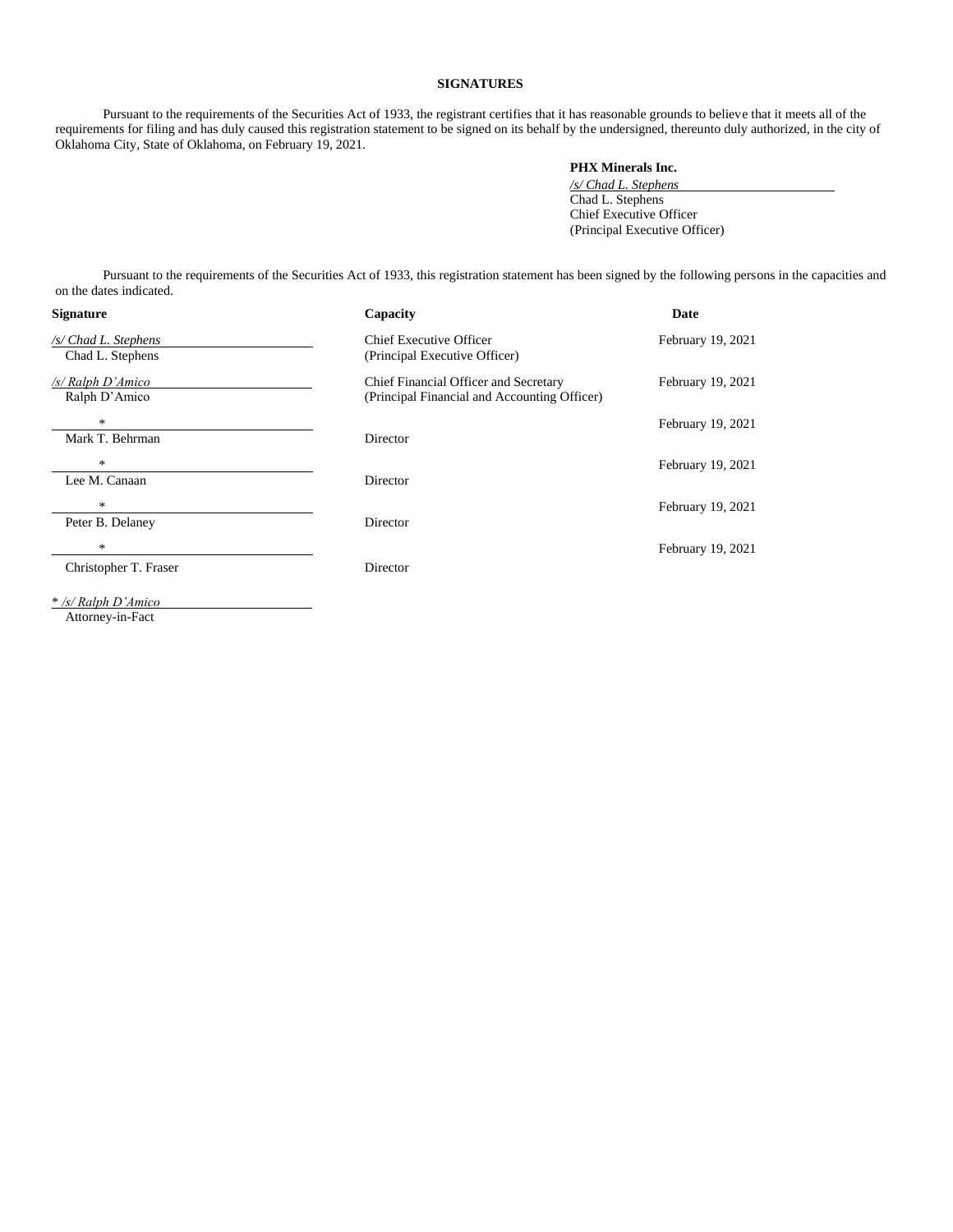## SIGNATURES

Pursuant to the requirements of the Securities Act of 1933, the registrant certifies that it has reasonable grounds to believe that it meets all of the requirements for filing and has duly caused this registration statement to be signed on its behalf by the undersigned, thereunto duly authorized, in the city of Oklahoma City, State of Oklahoma, on February 19, 2021.

**PHX Minerals Inc.**

*/s/ Chad L. Stephens*
Chad L. Stephens
Chief Executive Officer
(Principal Executive Officer)

Pursuant to the requirements of the Securities Act of 1933, this registration statement has been signed by the following persons in the capacities and on the dates indicated.

| Signature | Capacity | Date |
|---|---|---|
| */s/ Chad L. Stephens* Chad L. Stephens | Chief Executive Officer (Principal Executive Officer) | February 19, 2021 |
| */s/ Ralph D'Amico* Ralph D'Amico | Chief Financial Officer and Secretary (Principal Financial and Accounting Officer) | February 19, 2021 |
| * Mark T. Behrman | Director | February 19, 2021 |
| * Lee M. Canaan | Director | February 19, 2021 |
| * Peter B. Delaney | Director | February 19, 2021 |
| * Christopher T. Fraser | Director | February 19, 2021 |

* */s/ Ralph D'Amico*
Attorney-in-Fact